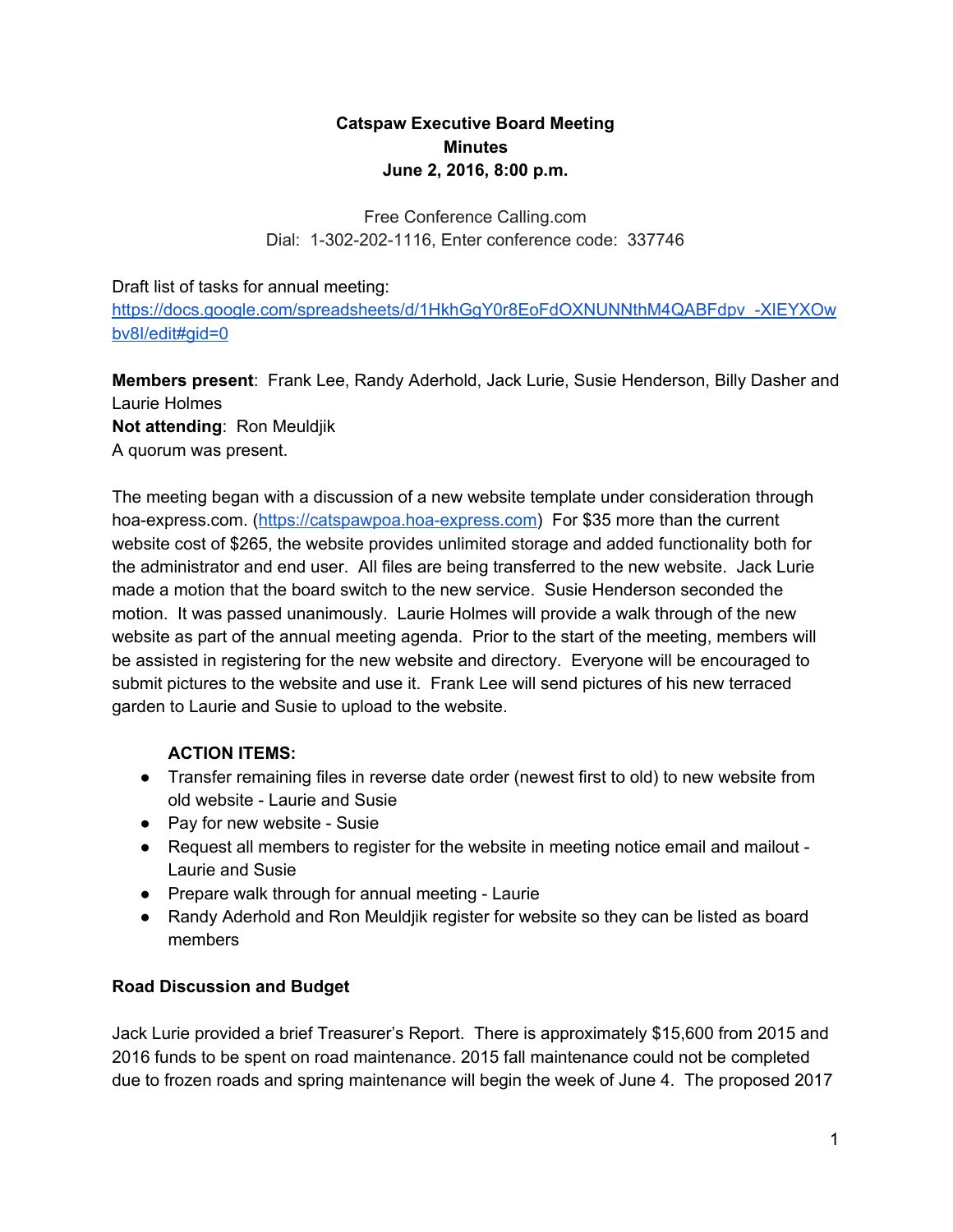**Catspaw Executive Board Meeting**
**Minutes**
**June 2, 2016, 8:00 p.m.**

Free Conference Calling.com
Dial: 1-302-202-1116, Enter conference code: 337746

Draft list of tasks for annual meeting:
[https://docs.google.com/spreadsheets/d/1HkhGgY0r8EoFdOXNUNNthM4QABFdpv_-XIEYXOwbv8I/edit#gid=0](https://docs.google.com/spreadsheets/d/1HkhGgY0r8EoFdOXNUNNthM4QABFdpv_-XIEYXOwbv8I/edit#gid=0)

**Members present**: Frank Lee, Randy Aderhold, Jack Lurie, Susie Henderson, Billy Dasher and Laurie Holmes
**Not attending**: Ron Meuldjik
A quorum was present.

The meeting began with a discussion of a new website template under consideration through hoa-express.com. ([https://catspawpoa.hoa-express.com](https://catspawpoa.hoa-express.com)) For $35 more than the current website cost of $265, the website provides unlimited storage and added functionality both for the administrator and end user. All files are being transferred to the new website. Jack Lurie made a motion that the board switch to the new service. Susie Henderson seconded the motion. It was passed unanimously. Laurie Holmes will provide a walk through of the new website as part of the annual meeting agenda. Prior to the start of the meeting, members will be assisted in registering for the new website and directory. Everyone will be encouraged to submit pictures to the website and use it. Frank Lee will send pictures of his new terraced garden to Laurie and Susie to upload to the website.

**ACTION ITEMS:**

- Transfer remaining files in reverse date order (newest first to old) to new website from old website - Laurie and Susie
- Pay for new website - Susie
- Request all members to register for the website in meeting notice email and mailout - Laurie and Susie
- Prepare walk through for annual meeting - Laurie
- Randy Aderhold and Ron Meuldjik register for website so they can be listed as board members

**Road Discussion and Budget**

Jack Lurie provided a brief Treasurer's Report. There is approximately $15,600 from 2015 and 2016 funds to be spent on road maintenance. 2015 fall maintenance could not be completed due to frozen roads and spring maintenance will begin the week of June 4. The proposed 2017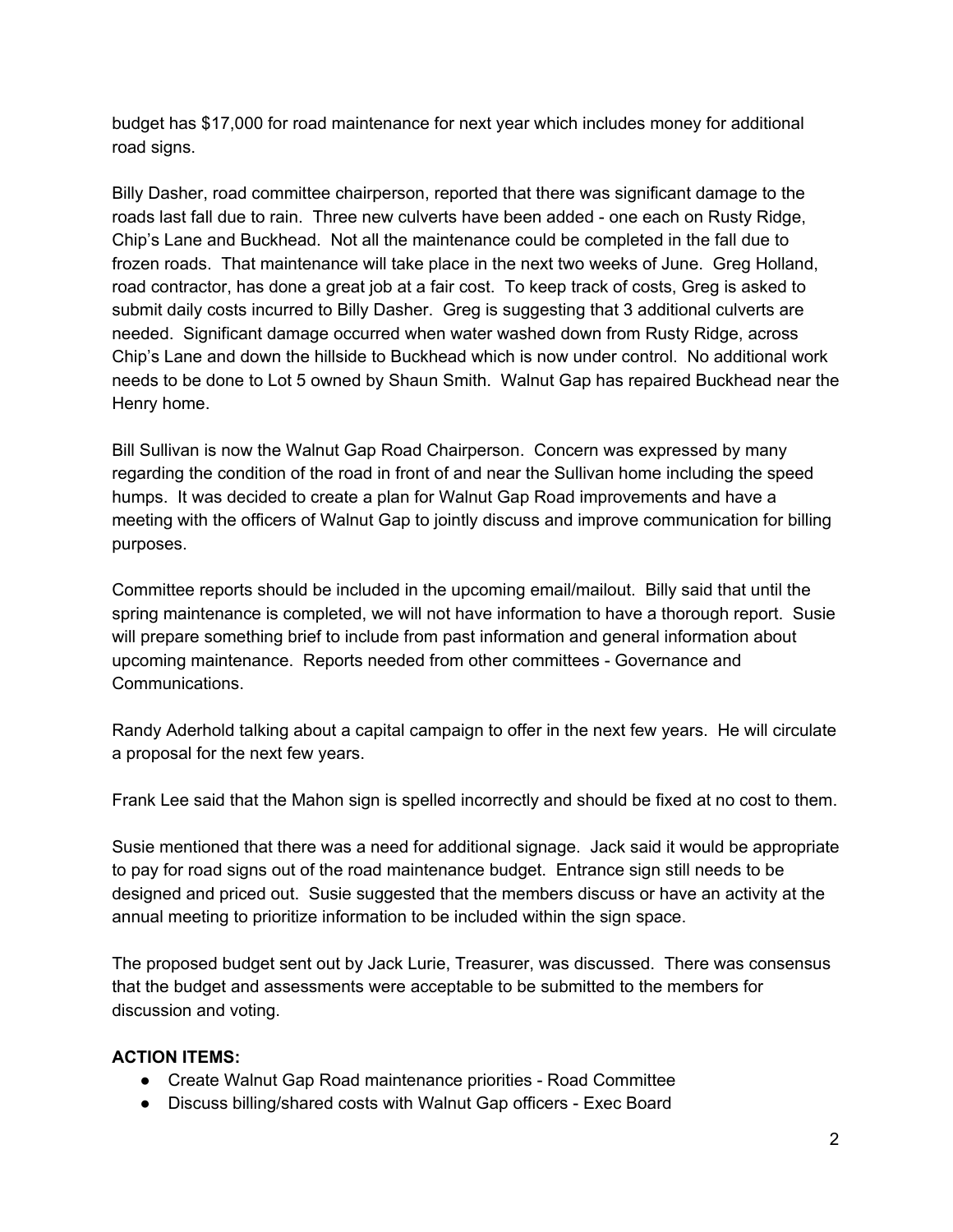budget has $17,000 for road maintenance for next year which includes money for additional road signs.

Billy Dasher, road committee chairperson, reported that there was significant damage to the roads last fall due to rain. Three new culverts have been added - one each on Rusty Ridge, Chip's Lane and Buckhead. Not all the maintenance could be completed in the fall due to frozen roads. That maintenance will take place in the next two weeks of June. Greg Holland, road contractor, has done a great job at a fair cost. To keep track of costs, Greg is asked to submit daily costs incurred to Billy Dasher. Greg is suggesting that 3 additional culverts are needed. Significant damage occurred when water washed down from Rusty Ridge, across Chip's Lane and down the hillside to Buckhead which is now under control. No additional work needs to be done to Lot 5 owned by Shaun Smith. Walnut Gap has repaired Buckhead near the Henry home.

Bill Sullivan is now the Walnut Gap Road Chairperson. Concern was expressed by many regarding the condition of the road in front of and near the Sullivan home including the speed humps. It was decided to create a plan for Walnut Gap Road improvements and have a meeting with the officers of Walnut Gap to jointly discuss and improve communication for billing purposes.

Committee reports should be included in the upcoming email/mailout. Billy said that until the spring maintenance is completed, we will not have information to have a thorough report. Susie will prepare something brief to include from past information and general information about upcoming maintenance. Reports needed from other committees - Governance and Communications.

Randy Aderhold talking about a capital campaign to offer in the next few years. He will circulate a proposal for the next few years.

Frank Lee said that the Mahon sign is spelled incorrectly and should be fixed at no cost to them.

Susie mentioned that there was a need for additional signage. Jack said it would be appropriate to pay for road signs out of the road maintenance budget. Entrance sign still needs to be designed and priced out. Susie suggested that the members discuss or have an activity at the annual meeting to prioritize information to be included within the sign space.

The proposed budget sent out by Jack Lurie, Treasurer, was discussed. There was consensus that the budget and assessments were acceptable to be submitted to the members for discussion and voting.

**ACTION ITEMS:**

- Create Walnut Gap Road maintenance priorities - Road Committee
- Discuss billing/shared costs with Walnut Gap officers - Exec Board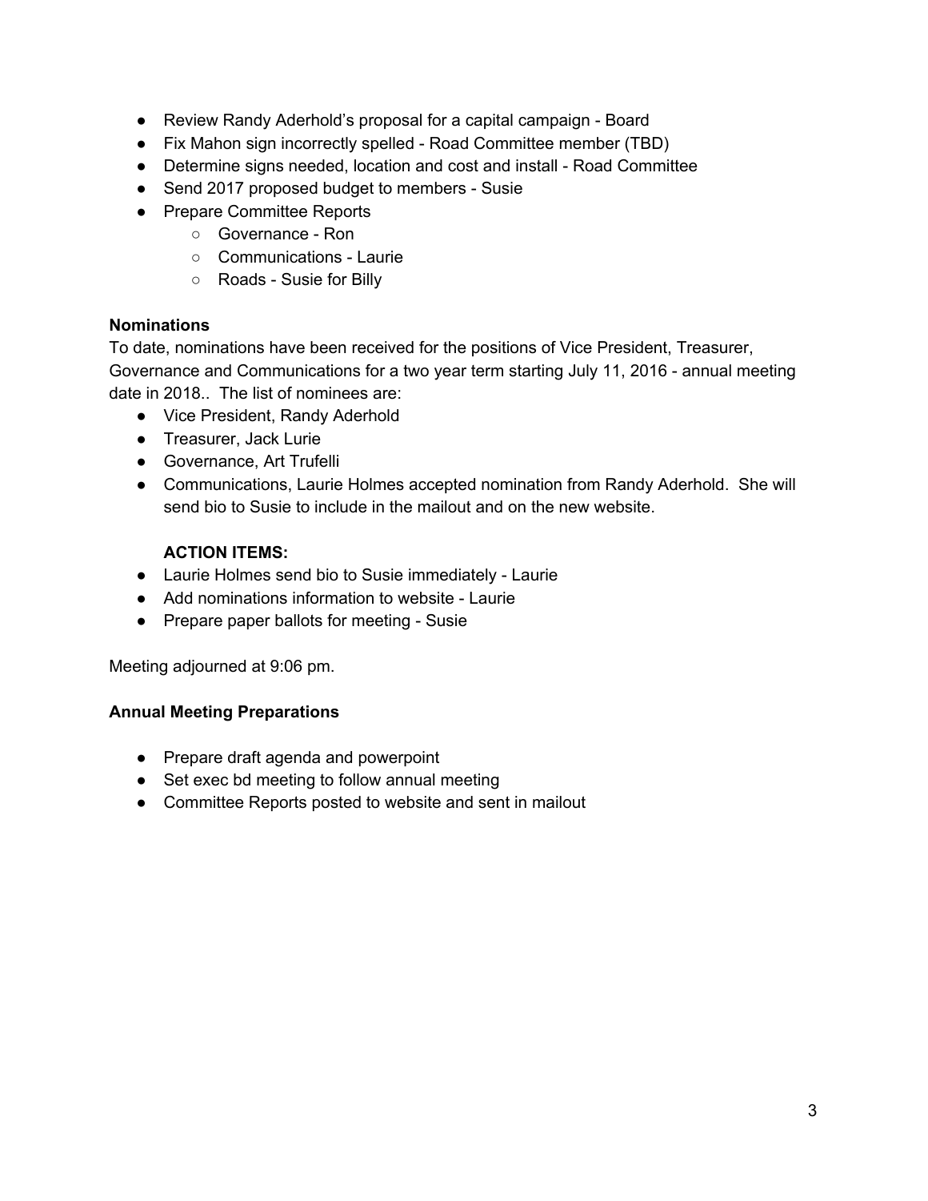- Review Randy Aderhold's proposal for a capital campaign - Board
- Fix Mahon sign incorrectly spelled - Road Committee member (TBD)
- Determine signs needed, location and cost and install - Road Committee
- Send 2017 proposed budget to members - Susie
- Prepare Committee Reports
  - Governance - Ron
  - Communications - Laurie
  - Roads - Susie for Billy

**Nominations**

To date, nominations have been received for the positions of Vice President, Treasurer, Governance and Communications for a two year term starting July 11, 2016 - annual meeting date in 2018.. The list of nominees are:

- Vice President, Randy Aderhold
- Treasurer, Jack Lurie
- Governance, Art Trufelli
- Communications, Laurie Holmes accepted nomination from Randy Aderhold. She will send bio to Susie to include in the mailout and on the new website.

**ACTION ITEMS:**

- Laurie Holmes send bio to Susie immediately - Laurie
- Add nominations information to website - Laurie
- Prepare paper ballots for meeting - Susie

Meeting adjourned at 9:06 pm.

**Annual Meeting Preparations**

- Prepare draft agenda and powerpoint
- Set exec bd meeting to follow annual meeting
- Committee Reports posted to website and sent in mailout